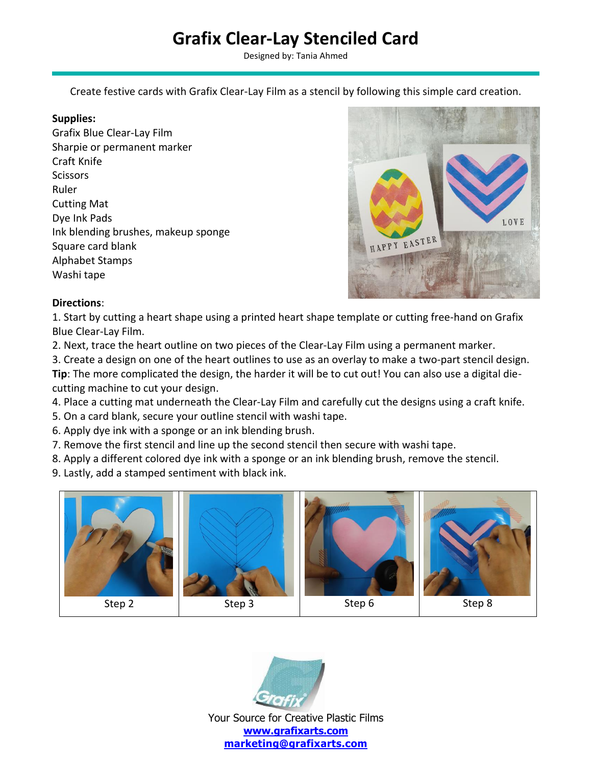# Grafix Clear-Lay Stenciled Card

Designed by: Tania Ahmed

Create festive cards with Grafix Clear-Lay Film as a stencil by following this simple card creation.

**Supplies:**

Grafix Blue Clear-Lay Film
Sharpie or permanent marker
Craft Knife
Scissors
Ruler
Cutting Mat
Dye Ink Pads
Ink blending brushes, makeup sponge
Square card blank
Alphabet Stamps
Washi tape

**Directions**:

1. Start by cutting a heart shape using a printed heart shape template or cutting free-hand on Grafix Blue Clear-Lay Film.
2. Next, trace the heart outline on two pieces of the Clear-Lay Film using a permanent marker.
3. Create a design on one of the heart outlines to use as an overlay to make a two-part stencil design.

**Tip**: The more complicated the design, the harder it will be to cut out! You can also use a digital die-cutting machine to cut your design.

4. Place a cutting mat underneath the Clear-Lay Film and carefully cut the designs using a craft knife.
5. On a card blank, secure your outline stencil with washi tape.
6. Apply dye ink with a sponge or an ink blending brush.
7. Remove the first stencil and line up the second stencil then secure with washi tape.
8. Apply a different colored dye ink with a sponge or an ink blending brush, remove the stencil.
9. Lastly, add a stamped sentiment with black ink.

| Step 2 | Step 3 | Step 6 | Step 8 |
|---|---|---|---|

Your Source for Creative Plastic Films
www.grafixarts.com
marketing@grafixarts.com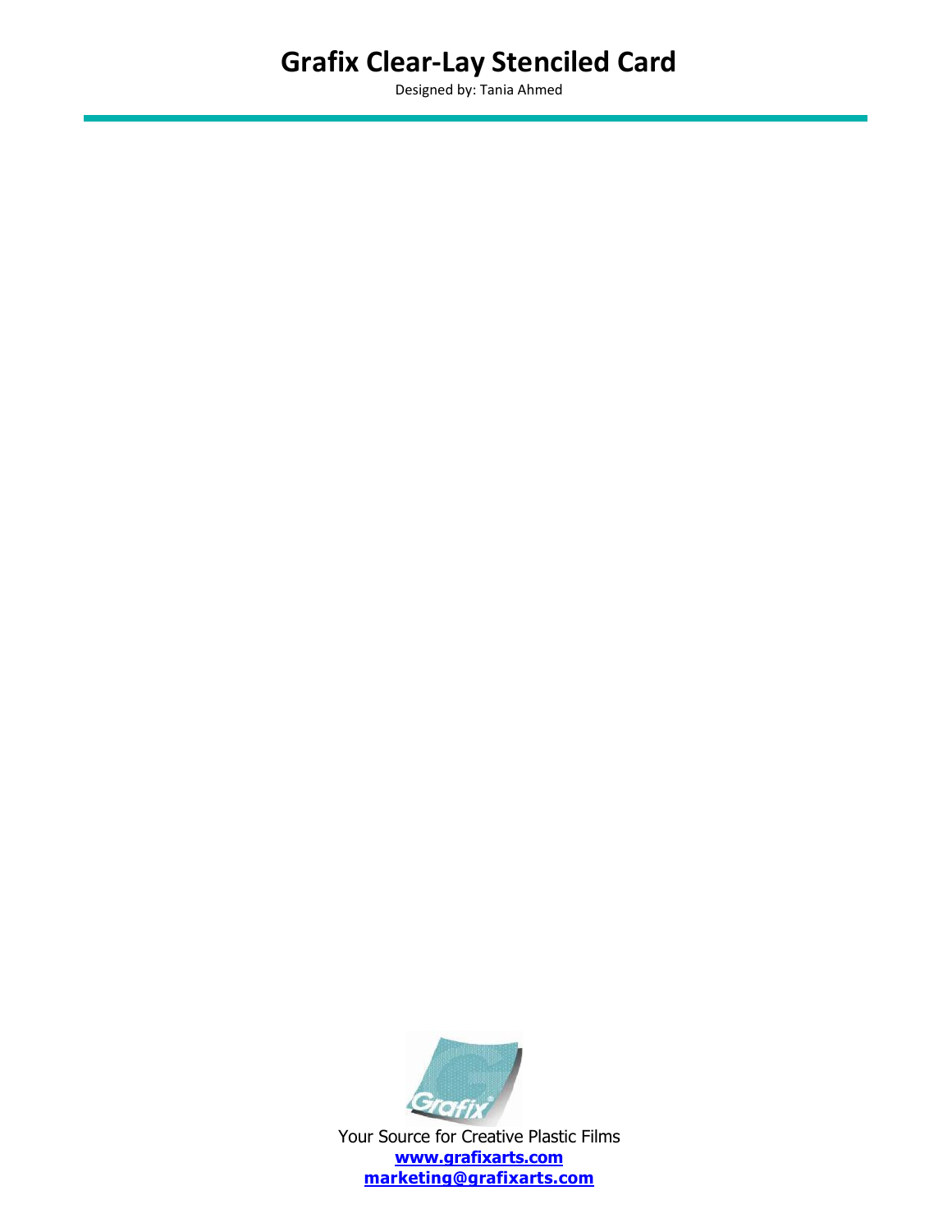# Grafix Clear-Lay Stenciled Card

Designed by: Tania Ahmed

Your Source for Creative Plastic Films

**www.grafixarts.com**

**marketing@grafixarts.com**